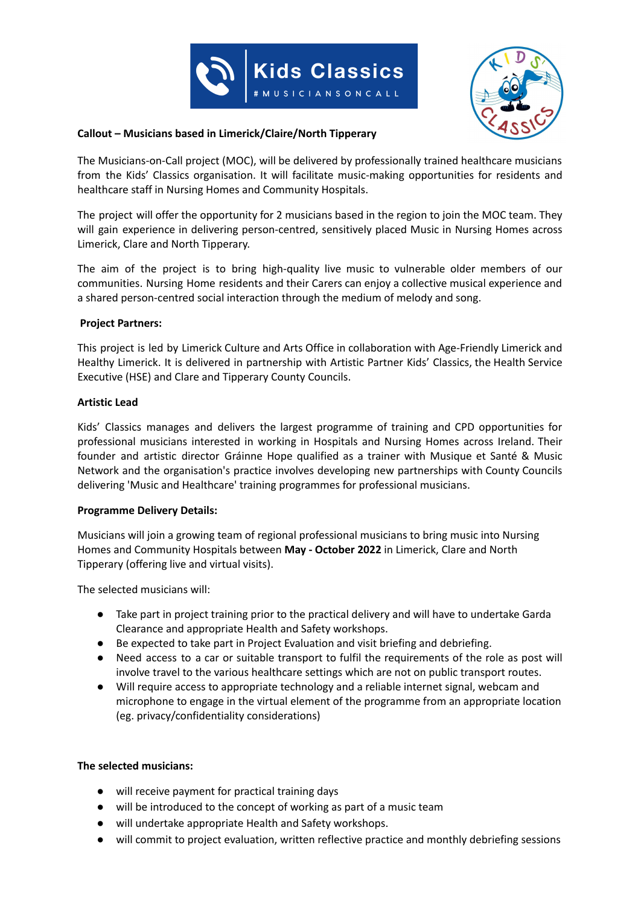**Callout – Musicians based in Limerick/Claire/North Tipperary**

The Musicians-on-Call project (MOC), will be delivered by professionally trained healthcare musicians from the Kids' Classics organisation. It will facilitate music-making opportunities for residents and healthcare staff in Nursing Homes and Community Hospitals.

The project will offer the opportunity for 2 musicians based in the region to join the MOC team. They will gain experience in delivering person-centred, sensitively placed Music in Nursing Homes across Limerick, Clare and North Tipperary.

The aim of the project is to bring high-quality live music to vulnerable older members of our communities. Nursing Home residents and their Carers can enjoy a collective musical experience and a shared person-centred social interaction through the medium of melody and song.

**Project Partners:**

This project is led by Limerick Culture and Arts Office in collaboration with Age-Friendly Limerick and Healthy Limerick. It is delivered in partnership with Artistic Partner Kids' Classics, the Health Service Executive (HSE) and Clare and Tipperary County Councils.

**Artistic Lead**

Kids' Classics manages and delivers the largest programme of training and CPD opportunities for professional musicians interested in working in Hospitals and Nursing Homes across Ireland. Their founder and artistic director Gráinne Hope qualified as a trainer with Musique et Santé & Music Network and the organisation's practice involves developing new partnerships with County Councils delivering 'Music and Healthcare' training programmes for professional musicians.

**Programme Delivery Details:**

Musicians will join a growing team of regional professional musicians to bring music into Nursing Homes and Community Hospitals between **May - October 2022** in Limerick, Clare and North Tipperary (offering live and virtual visits).

The selected musicians will:

- Take part in project training prior to the practical delivery and will have to undertake Garda Clearance and appropriate Health and Safety workshops.
- Be expected to take part in Project Evaluation and visit briefing and debriefing.
- Need access to a car or suitable transport to fulfil the requirements of the role as post will involve travel to the various healthcare settings which are not on public transport routes.
- Will require access to appropriate technology and a reliable internet signal, webcam and microphone to engage in the virtual element of the programme from an appropriate location (eg. privacy/confidentiality considerations)

**The selected musicians:**

- will receive payment for practical training days
- will be introduced to the concept of working as part of a music team
- will undertake appropriate Health and Safety workshops.
- will commit to project evaluation, written reflective practice and monthly debriefing sessions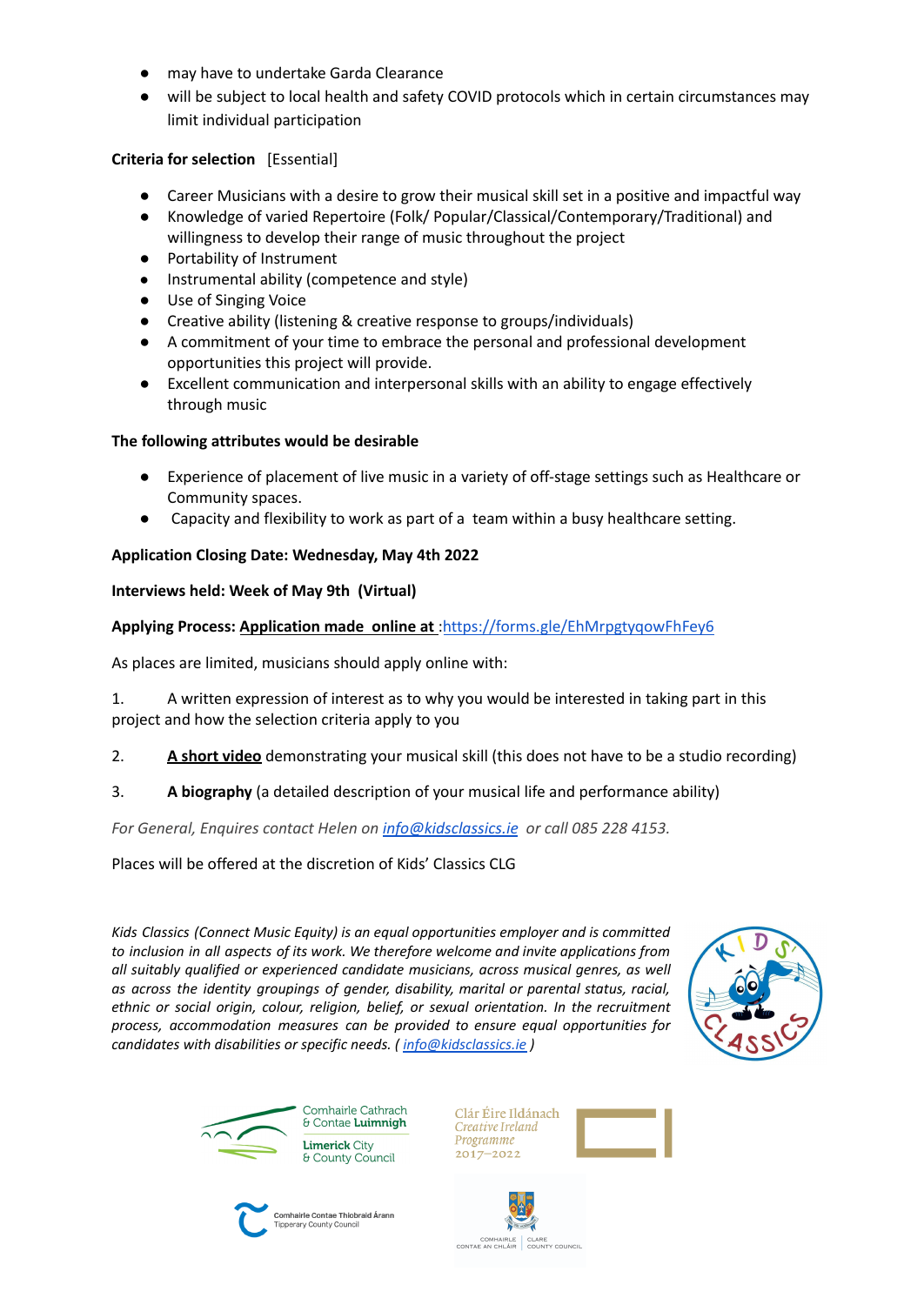- may have to undertake Garda Clearance
- will be subject to local health and safety COVID protocols which in certain circumstances may limit individual participation

**Criteria for selection** [Essential]

- Career Musicians with a desire to grow their musical skill set in a positive and impactful way
- Knowledge of varied Repertoire (Folk/ Popular/Classical/Contemporary/Traditional) and willingness to develop their range of music throughout the project
- Portability of Instrument
- Instrumental ability (competence and style)
- Use of Singing Voice
- Creative ability (listening & creative response to groups/individuals)
- A commitment of your time to embrace the personal and professional development opportunities this project will provide.
- Excellent communication and interpersonal skills with an ability to engage effectively through music

**The following attributes would be desirable**

- Experience of placement of live music in a variety of off-stage settings such as Healthcare or Community spaces.
- Capacity and flexibility to work as part of a team within a busy healthcare setting.

**Application Closing Date: Wednesday, May 4th 2022**

**Interviews held: Week of May 9th (Virtual)**

**Applying Process: Application made online at** :https://forms.gle/EhMrpgtyqowFhFey6

As places are limited, musicians should apply online with:

1. A written expression of interest as to why you would be interested in taking part in this project and how the selection criteria apply to you

2. **A short video** demonstrating your musical skill (this does not have to be a studio recording)

3. **A biography** (a detailed description of your musical life and performance ability)

*For General, Enquires contact Helen on info@kidsclassics.ie or call 085 228 4153.*

Places will be offered at the discretion of Kids' Classics CLG

*Kids Classics (Connect Music Equity) is an equal opportunities employer and is committed to inclusion in all aspects of its work. We therefore welcome and invite applications from all suitably qualified or experienced candidate musicians, across musical genres, as well as across the identity groupings of gender, disability, marital or parental status, racial, ethnic or social origin, colour, religion, belief, or sexual orientation. In the recruitment process, accommodation measures can be provided to ensure equal opportunities for candidates with disabilities or specific needs. ( info@kidsclassics.ie )*

Comhairle Cathrach & Contae Luimnigh
Limerick City & County Council

Clár Éire Ildánach
Creative Ireland Programme
2017–2022

Comhairle Contae Thiobraid Árann
Tipperary County Council

Comhairle Contae an Chláir | Clare County Council